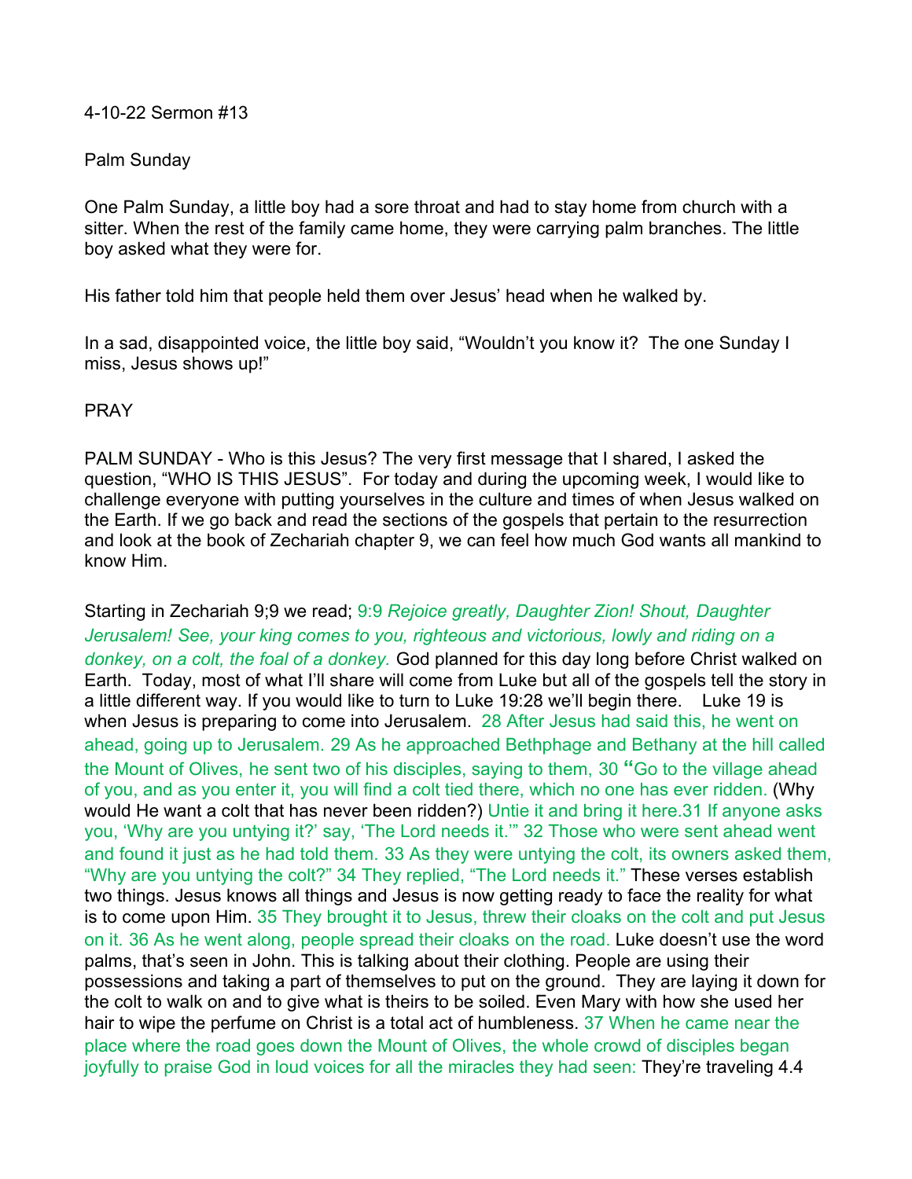4-10-22 Sermon #13

Palm Sunday

One Palm Sunday, a little boy had a sore throat and had to stay home from church with a sitter. When the rest of the family came home, they were carrying palm branches. The little boy asked what they were for.

His father told him that people held them over Jesus' head when he walked by.

In a sad, disappointed voice, the little boy said, "Wouldn't you know it? The one Sunday I miss, Jesus shows up!"

PRAY

PALM SUNDAY - Who is this Jesus? The very first message that I shared, I asked the question, "WHO IS THIS JESUS". For today and during the upcoming week, I would like to challenge everyone with putting yourselves in the culture and times of when Jesus walked on the Earth. If we go back and read the sections of the gospels that pertain to the resurrection and look at the book of Zechariah chapter 9, we can feel how much God wants all mankind to know Him.

Starting in Zechariah 9;9 we read; 9:9 *Rejoice greatly, Daughter Zion! Shout, Daughter Jerusalem! See, your king comes to you, righteous and victorious, lowly and riding on a donkey, on a colt, the foal of a donkey.* God planned for this day long before Christ walked on Earth. Today, most of what I'll share will come from Luke but all of the gospels tell the story in a little different way. If you would like to turn to Luke 19:28 we'll begin there. Luke 19 is when Jesus is preparing to come into Jerusalem. 28 After Jesus had said this, he went on ahead, going up to Jerusalem. 29 As he approached Bethphage and Bethany at the hill called the Mount of Olives, he sent two of his disciples, saying to them, 30 **"**Go to the village ahead of you, and as you enter it, you will find a colt tied there, which no one has ever ridden. (Why would He want a colt that has never been ridden?) Untie it and bring it here.31 If anyone asks you, 'Why are you untying it?' say, 'The Lord needs it.'" 32 Those who were sent ahead went and found it just as he had told them. 33 As they were untying the colt, its owners asked them, "Why are you untying the colt?" 34 They replied, "The Lord needs it." These verses establish two things. Jesus knows all things and Jesus is now getting ready to face the reality for what is to come upon Him. 35 They brought it to Jesus, threw their cloaks on the colt and put Jesus on it. 36 As he went along, people spread their cloaks on the road. Luke doesn't use the word palms, that's seen in John. This is talking about their clothing. People are using their possessions and taking a part of themselves to put on the ground. They are laying it down for the colt to walk on and to give what is theirs to be soiled. Even Mary with how she used her hair to wipe the perfume on Christ is a total act of humbleness. 37 When he came near the place where the road goes down the Mount of Olives, the whole crowd of disciples began joyfully to praise God in loud voices for all the miracles they had seen: They're traveling 4.4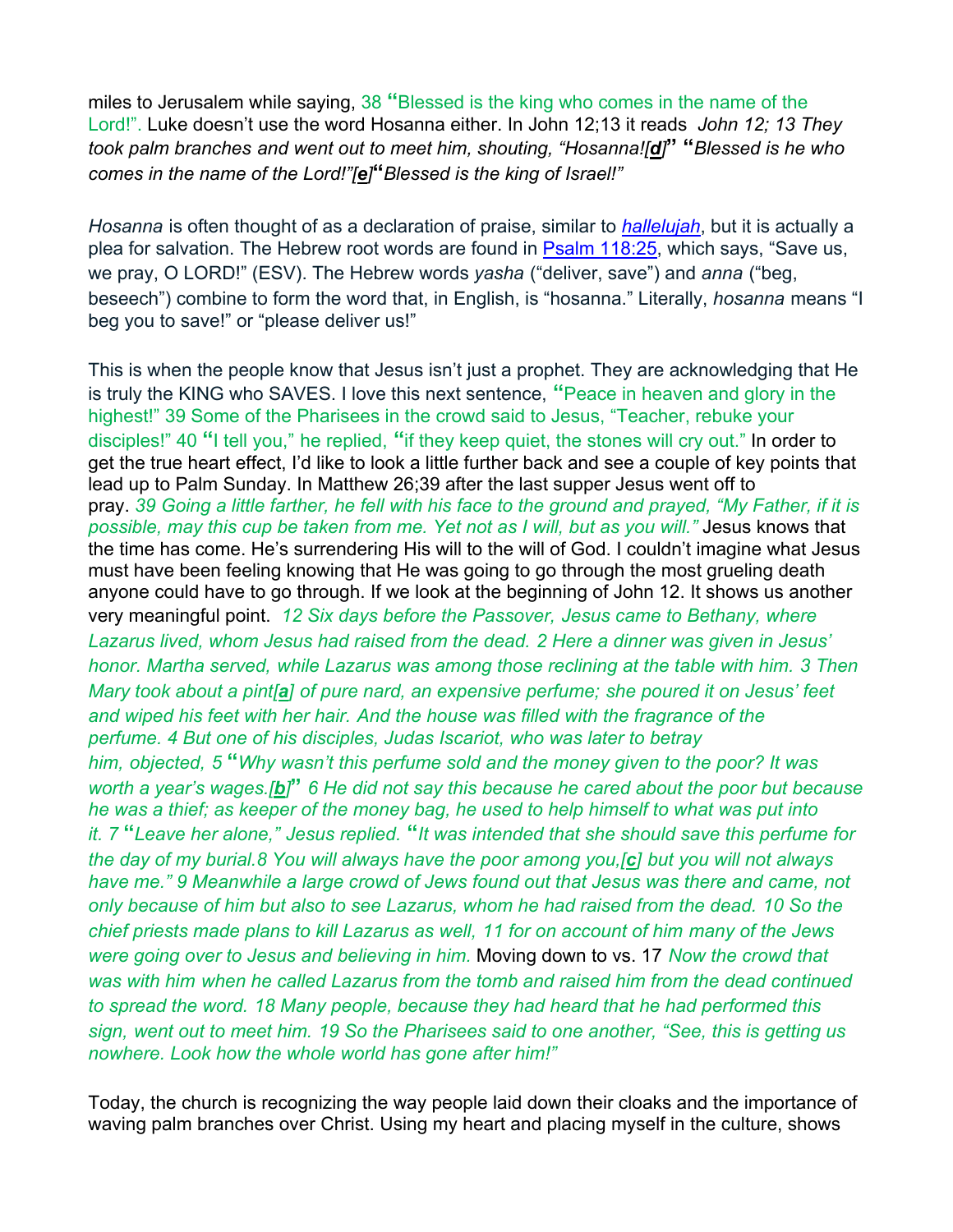miles to Jerusalem while saying, 38 "Blessed is the king who comes in the name of the Lord!". Luke doesn't use the word Hosanna either. In John 12;13 it reads *John 12; 13 They took palm branches and went out to meet him, shouting, "Hosanna![d]" "Blessed is he who comes in the name of the Lord!"[e]"Blessed is the king of Israel!"*

*Hosanna* is often thought of as a declaration of praise, similar to *hallelujah*, but it is actually a plea for salvation. The Hebrew root words are found in Psalm 118:25, which says, "Save us, we pray, O LORD!" (ESV). The Hebrew words *yasha* ("deliver, save") and *anna* ("beg, beseech") combine to form the word that, in English, is "hosanna." Literally, *hosanna* means "I beg you to save!" or "please deliver us!"

This is when the people know that Jesus isn't just a prophet. They are acknowledging that He is truly the KING who SAVES. I love this next sentence, "Peace in heaven and glory in the highest!" 39 Some of the Pharisees in the crowd said to Jesus, "Teacher, rebuke your disciples!" 40 "I tell you," he replied, "if they keep quiet, the stones will cry out." In order to get the true heart effect, I'd like to look a little further back and see a couple of key points that lead up to Palm Sunday. In Matthew 26;39 after the last supper Jesus went off to pray. *39 Going a little farther, he fell with his face to the ground and prayed, "My Father, if it is possible, may this cup be taken from me. Yet not as I will, but as you will."* Jesus knows that the time has come. He's surrendering His will to the will of God. I couldn't imagine what Jesus must have been feeling knowing that He was going to go through the most grueling death anyone could have to go through. If we look at the beginning of John 12. It shows us another very meaningful point. *12 Six days before the Passover, Jesus came to Bethany, where Lazarus lived, whom Jesus had raised from the dead. 2 Here a dinner was given in Jesus' honor. Martha served, while Lazarus was among those reclining at the table with him. 3 Then Mary took about a pint[a] of pure nard, an expensive perfume; she poured it on Jesus' feet and wiped his feet with her hair. And the house was filled with the fragrance of the perfume. 4 But one of his disciples, Judas Iscariot, who was later to betray him, objected, 5 "Why wasn't this perfume sold and the money given to the poor? It was worth a year's wages.[b]" 6 He did not say this because he cared about the poor but because he was a thief; as keeper of the money bag, he used to help himself to what was put into it. 7 "Leave her alone," Jesus replied. "It was intended that she should save this perfume for the day of my burial.8 You will always have the poor among you,[c] but you will not always have me." 9 Meanwhile a large crowd of Jews found out that Jesus was there and came, not only because of him but also to see Lazarus, whom he had raised from the dead. 10 So the chief priests made plans to kill Lazarus as well, 11 for on account of him many of the Jews were going over to Jesus and believing in him.* Moving down to vs. 17 *Now the crowd that was with him when he called Lazarus from the tomb and raised him from the dead continued to spread the word. 18 Many people, because they had heard that he had performed this sign, went out to meet him. 19 So the Pharisees said to one another, "See, this is getting us nowhere. Look how the whole world has gone after him!"*

Today, the church is recognizing the way people laid down their cloaks and the importance of waving palm branches over Christ. Using my heart and placing myself in the culture, shows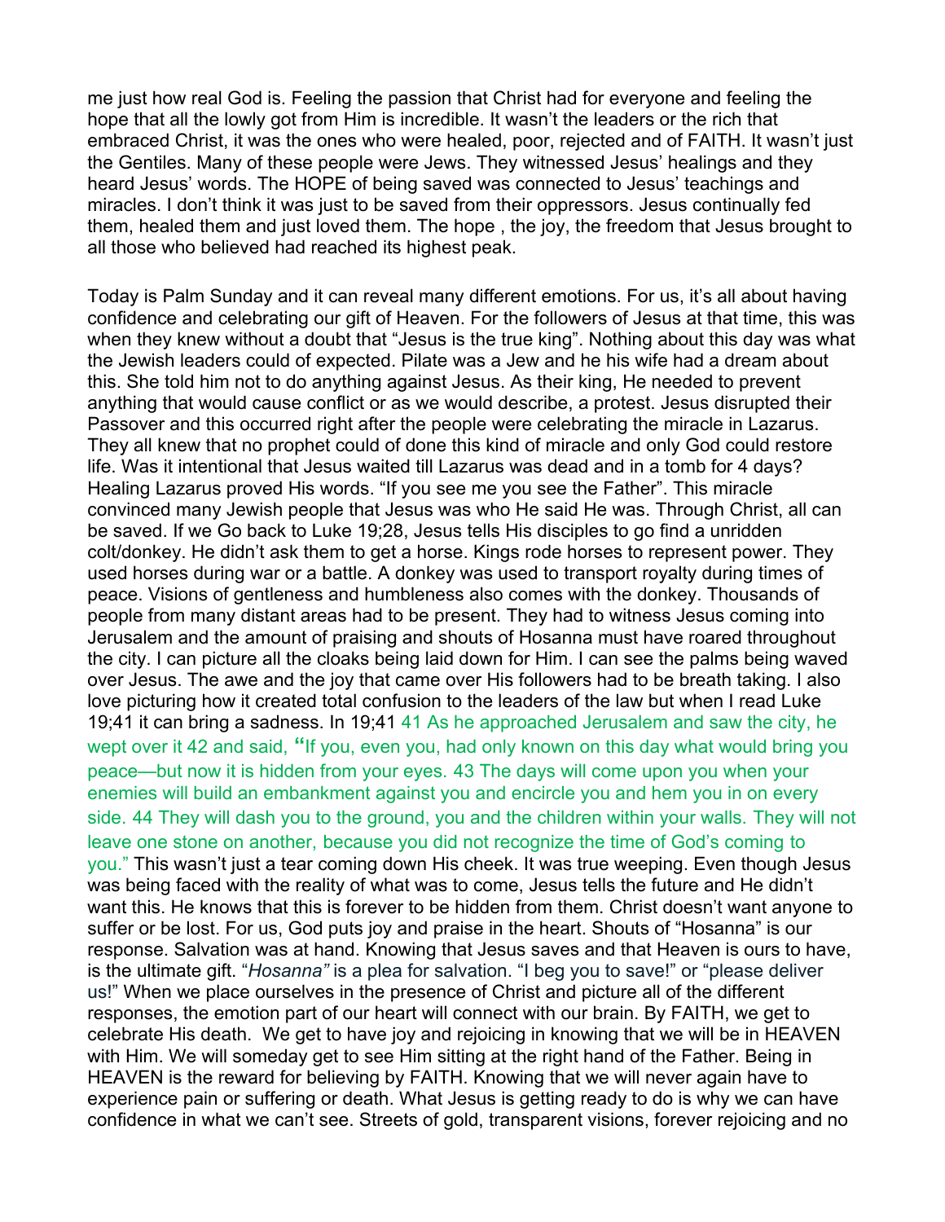me just how real God is. Feeling the passion that Christ had for everyone and feeling the hope that all the lowly got from Him is incredible. It wasn't the leaders or the rich that embraced Christ, it was the ones who were healed, poor, rejected and of FAITH. It wasn't just the Gentiles. Many of these people were Jews. They witnessed Jesus' healings and they heard Jesus' words. The HOPE of being saved was connected to Jesus' teachings and miracles. I don't think it was just to be saved from their oppressors. Jesus continually fed them, healed them and just loved them. The hope , the joy, the freedom that Jesus brought to all those who believed had reached its highest peak.

Today is Palm Sunday and it can reveal many different emotions. For us, it's all about having confidence and celebrating our gift of Heaven. For the followers of Jesus at that time, this was when they knew without a doubt that "Jesus is the true king". Nothing about this day was what the Jewish leaders could of expected. Pilate was a Jew and he his wife had a dream about this. She told him not to do anything against Jesus. As their king, He needed to prevent anything that would cause conflict or as we would describe, a protest. Jesus disrupted their Passover and this occurred right after the people were celebrating the miracle in Lazarus. They all knew that no prophet could of done this kind of miracle and only God could restore life. Was it intentional that Jesus waited till Lazarus was dead and in a tomb for 4 days? Healing Lazarus proved His words. "If you see me you see the Father". This miracle convinced many Jewish people that Jesus was who He said He was. Through Christ, all can be saved. If we Go back to Luke 19;28, Jesus tells His disciples to go find a unridden colt/donkey. He didn't ask them to get a horse. Kings rode horses to represent power. They used horses during war or a battle. A donkey was used to transport royalty during times of peace. Visions of gentleness and humbleness also comes with the donkey. Thousands of people from many distant areas had to be present. They had to witness Jesus coming into Jerusalem and the amount of praising and shouts of Hosanna must have roared throughout the city. I can picture all the cloaks being laid down for Him. I can see the palms being waved over Jesus. The awe and the joy that came over His followers had to be breath taking. I also love picturing how it created total confusion to the leaders of the law but when I read Luke 19;41 it can bring a sadness. In 19;41 41 As he approached Jerusalem and saw the city, he wept over it 42 and said, "If you, even you, had only known on this day what would bring you peace—but now it is hidden from your eyes. 43 The days will come upon you when your enemies will build an embankment against you and encircle you and hem you in on every side. 44 They will dash you to the ground, you and the children within your walls. They will not leave one stone on another, because you did not recognize the time of God's coming to you." This wasn't just a tear coming down His cheek. It was true weeping. Even though Jesus was being faced with the reality of what was to come, Jesus tells the future and He didn't want this. He knows that this is forever to be hidden from them. Christ doesn't want anyone to suffer or be lost. For us, God puts joy and praise in the heart. Shouts of "Hosanna" is our response. Salvation was at hand. Knowing that Jesus saves and that Heaven is ours to have, is the ultimate gift. "*Hosanna"* is a plea for salvation. "I beg you to save!" or "please deliver us!" When we place ourselves in the presence of Christ and picture all of the different responses, the emotion part of our heart will connect with our brain. By FAITH, we get to celebrate His death. We get to have joy and rejoicing in knowing that we will be in HEAVEN with Him. We will someday get to see Him sitting at the right hand of the Father. Being in HEAVEN is the reward for believing by FAITH. Knowing that we will never again have to experience pain or suffering or death. What Jesus is getting ready to do is why we can have confidence in what we can't see. Streets of gold, transparent visions, forever rejoicing and no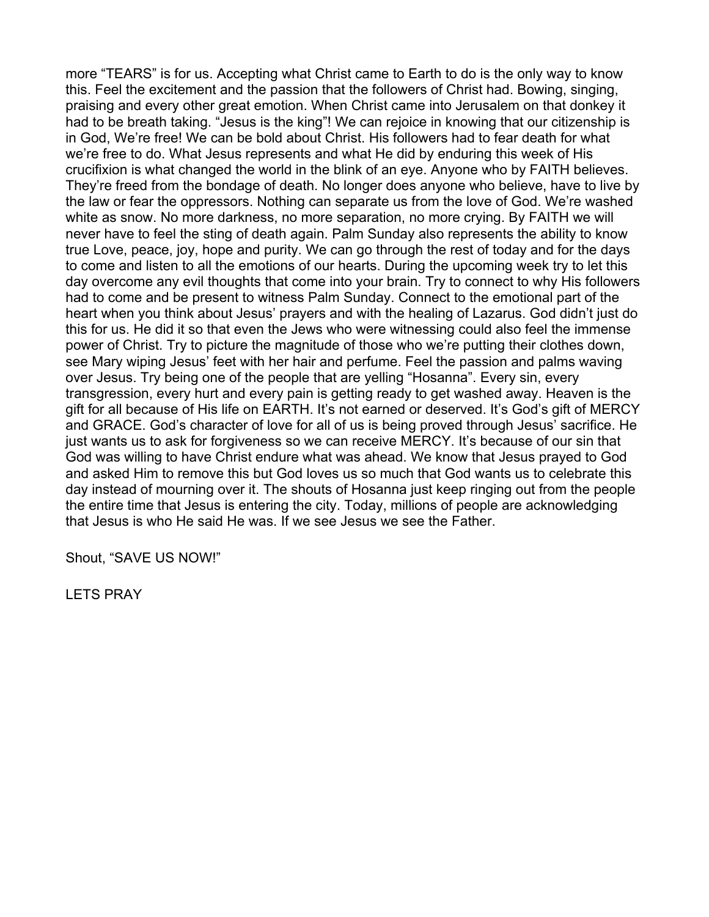more “TEARS” is for us. Accepting what Christ came to Earth to do is the only way to know this. Feel the excitement and the passion that the followers of Christ had. Bowing, singing, praising and every other great emotion. When Christ came into Jerusalem on that donkey it had to be breath taking. “Jesus is the king”! We can rejoice in knowing that our citizenship is in God, We’re free! We can be bold about Christ. His followers had to fear death for what we’re free to do. What Jesus represents and what He did by enduring this week of His crucifixion is what changed the world in the blink of an eye. Anyone who by FAITH believes. They’re freed from the bondage of death. No longer does anyone who believe, have to live by the law or fear the oppressors. Nothing can separate us from the love of God. We’re washed white as snow. No more darkness, no more separation, no more crying. By FAITH we will never have to feel the sting of death again. Palm Sunday also represents the ability to know true Love, peace, joy, hope and purity. We can go through the rest of today and for the days to come and listen to all the emotions of our hearts. During the upcoming week try to let this day overcome any evil thoughts that come into your brain. Try to connect to why His followers had to come and be present to witness Palm Sunday. Connect to the emotional part of the heart when you think about Jesus’ prayers and with the healing of Lazarus. God didn’t just do this for us. He did it so that even the Jews who were witnessing could also feel the immense power of Christ. Try to picture the magnitude of those who we’re putting their clothes down, see Mary wiping Jesus’ feet with her hair and perfume. Feel the passion and palms waving over Jesus. Try being one of the people that are yelling “Hosanna”. Every sin, every transgression, every hurt and every pain is getting ready to get washed away. Heaven is the gift for all because of His life on EARTH. It’s not earned or deserved. It’s God’s gift of MERCY and GRACE. God’s character of love for all of us is being proved through Jesus’ sacrifice. He just wants us to ask for forgiveness so we can receive MERCY. It’s because of our sin that God was willing to have Christ endure what was ahead. We know that Jesus prayed to God and asked Him to remove this but God loves us so much that God wants us to celebrate this day instead of mourning over it. The shouts of Hosanna just keep ringing out from the people the entire time that Jesus is entering the city. Today, millions of people are acknowledging that Jesus is who He said He was. If we see Jesus we see the Father.

Shout, “SAVE US NOW!”

LETS PRAY